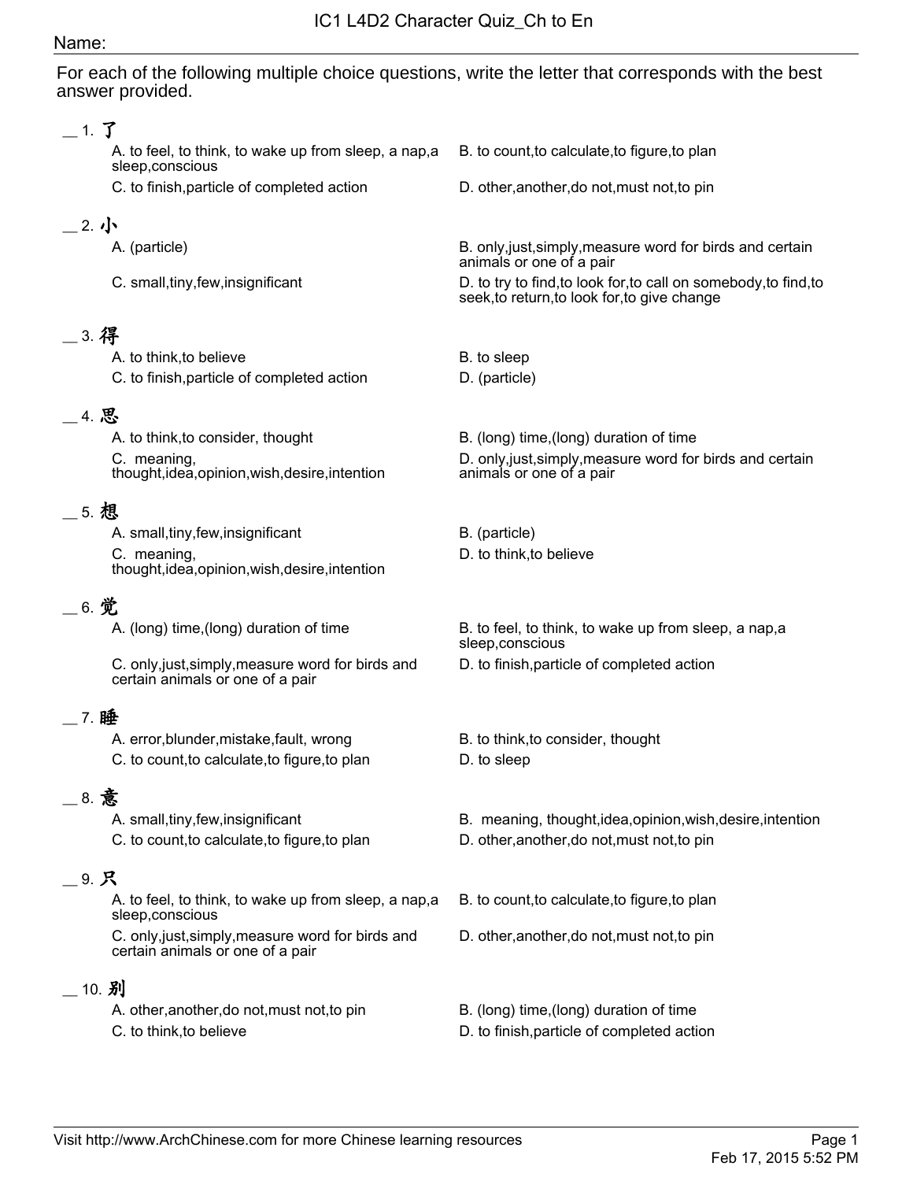# IC1 L4D2 Character Quiz_Ch to En

Name:

For each of the following multiple choice questions, write the letter that corresponds with the best answer provided.

__ 1. 了

A. to feel, to think, to wake up from sleep, a nap,a sleep,conscious

B. to count,to calculate,to figure,to plan

C. to finish,particle of completed action

D. other,another,do not,must not,to pin

__ 2. 小

A. (particle)

B. only,just,simply,measure word for birds and certain animals or one of a pair

C. small,tiny,few,insignificant

D. to try to find,to look for,to call on somebody,to find,to seek,to return,to look for,to give change

__ 3. 得

A. to think,to believe

B. to sleep

C. to finish,particle of completed action

D. (particle)

__ 4. 思

A. to think,to consider, thought

B. (long) time,(long) duration of time

C. meaning, thought,idea,opinion,wish,desire,intention

D. only,just,simply,measure word for birds and certain animals or one of a pair

__ 5. 想

A. small,tiny,few,insignificant

B. (particle)

C. meaning, thought,idea,opinion,wish,desire,intention

D. to think,to believe

__ 6. 觉

A. (long) time,(long) duration of time

B. to feel, to think, to wake up from sleep, a nap,a sleep,conscious

C. only,just,simply,measure word for birds and certain animals or one of a pair

D. to finish,particle of completed action

__ 7. 睡

A. error,blunder,mistake,fault, wrong

B. to think,to consider, thought

C. to count,to calculate,to figure,to plan

D. to sleep

__ 8. 意

A. small,tiny,few,insignificant

B. meaning, thought,idea,opinion,wish,desire,intention

C. to count,to calculate,to figure,to plan

D. other,another,do not,must not,to pin

__ 9. 只

A. to feel, to think, to wake up from sleep, a nap,a sleep,conscious

B. to count,to calculate,to figure,to plan

C. only,just,simply,measure word for birds and certain animals or one of a pair

D. other,another,do not,must not,to pin

__ 10. 别

A. other,another,do not,must not,to pin

B. (long) time,(long) duration of time

C. to think,to believe

D. to finish,particle of completed action

Visit http://www.ArchChinese.com for more Chinese learning resources

Feb 17, 2015 5:52 PM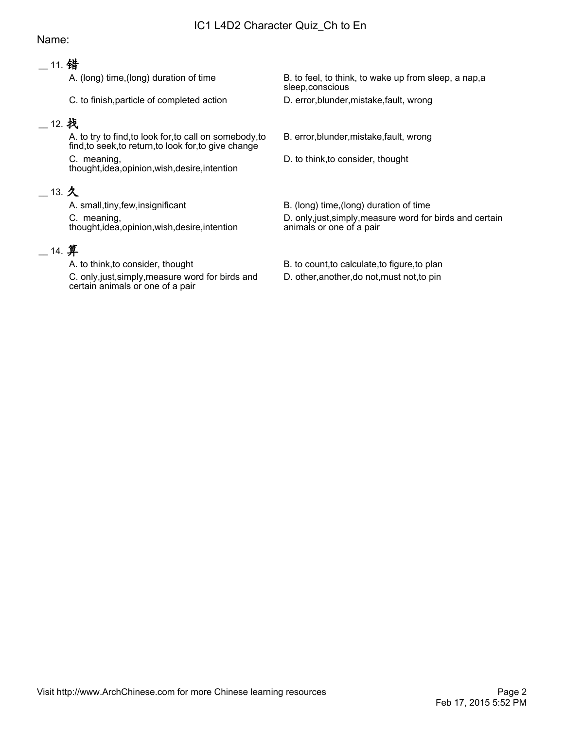Name:

__ 11. 错

A. (long) time,(long) duration of time

B. to feel, to think, to wake up from sleep, a nap,a sleep,conscious

C. to finish,particle of completed action

D. error,blunder,mistake,fault, wrong

__ 12. 找

A. to try to find,to look for,to call on somebody,to find,to seek,to return,to look for,to give change

B. error,blunder,mistake,fault, wrong

C. meaning, thought,idea,opinion,wish,desire,intention

D. to think,to consider, thought

__ 13. 久

A. small,tiny,few,insignificant

B. (long) time,(long) duration of time

C. meaning, thought,idea,opinion,wish,desire,intention

D. only,just,simply,measure word for birds and certain animals or one of a pair

__ 14. 算

A. to think,to consider, thought

B. to count,to calculate,to figure,to plan

C. only,just,simply,measure word for birds and certain animals or one of a pair

D. other,another,do not,must not,to pin

Visit http://www.ArchChinese.com for more Chinese learning resources

Feb 17, 2015 5:52 PM